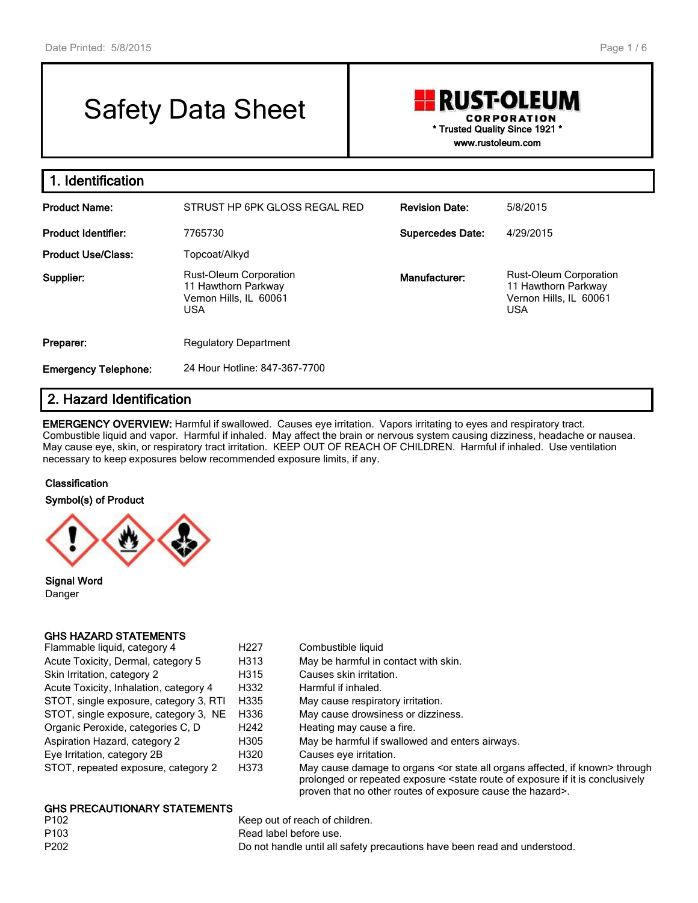# Safety Data Sheet

**RUST-OLEUM CORPORATION**
\* Trusted Quality Since 1921 \*
www.rustoleum.com

## 1. Identification

| | | | |
|---|---|---|---|
| **Product Name:** | STRUST HP 6PK GLOSS REGAL RED | **Revision Date:** | 5/8/2015 |
| **Product Identifier:** | 7765730 | **Supercedes Date:** | 4/29/2015 |
| **Product Use/Class:** | Topcoat/Alkyd | | |
| **Supplier:** | Rust-Oleum Corporation<br>11 Hawthorn Parkway<br>Vernon Hills, IL 60061<br>USA | **Manufacturer:** | Rust-Oleum Corporation<br>11 Hawthorn Parkway<br>Vernon Hills, IL 60061<br>USA |
| **Preparer:** | Regulatory Department | | |
| **Emergency Telephone:** | 24 Hour Hotline: 847-367-7700 | | |

## 2. Hazard Identification

**EMERGENCY OVERVIEW:** Harmful if swallowed. Causes eye irritation. Vapors irritating to eyes and respiratory tract. Combustible liquid and vapor. Harmful if inhaled. May affect the brain or nervous system causing dizziness, headache or nausea. May cause eye, skin, or respiratory tract irritation. KEEP OUT OF REACH OF CHILDREN. Harmful if inhaled. Use ventilation necessary to keep exposures below recommended exposure limits, if any.

**Classification**

**Symbol(s) of Product**

**Signal Word**

Danger

**GHS HAZARD STATEMENTS**

| | | |
|---|---|---|
| Flammable liquid, category 4 | H227 | Combustible liquid |
| Acute Toxicity, Dermal, category 5 | H313 | May be harmful in contact with skin. |
| Skin Irritation, category 2 | H315 | Causes skin irritation. |
| Acute Toxicity, Inhalation, category 4 | H332 | Harmful if inhaled. |
| STOT, single exposure, category 3, RTI | H335 | May cause respiratory irritation. |
| STOT, single exposure, category 3, NE | H336 | May cause drowsiness or dizziness. |
| Organic Peroxide, categories C, D | H242 | Heating may cause a fire. |
| Aspiration Hazard, category 2 | H305 | May be harmful if swallowed and enters airways. |
| Eye Irritation, category 2B | H320 | Causes eye irritation. |
| STOT, repeated exposure, category 2 | H373 | May cause damage to organs <or state all organs affected, if known> through prolonged or repeated exposure <state route of exposure if it is conclusively proven that no other routes of exposure cause the hazard>. |

**GHS PRECAUTIONARY STATEMENTS**

| | |
|---|---|
| P102 | Keep out of reach of children. |
| P103 | Read label before use. |
| P202 | Do not handle until all safety precautions have been read and understood. |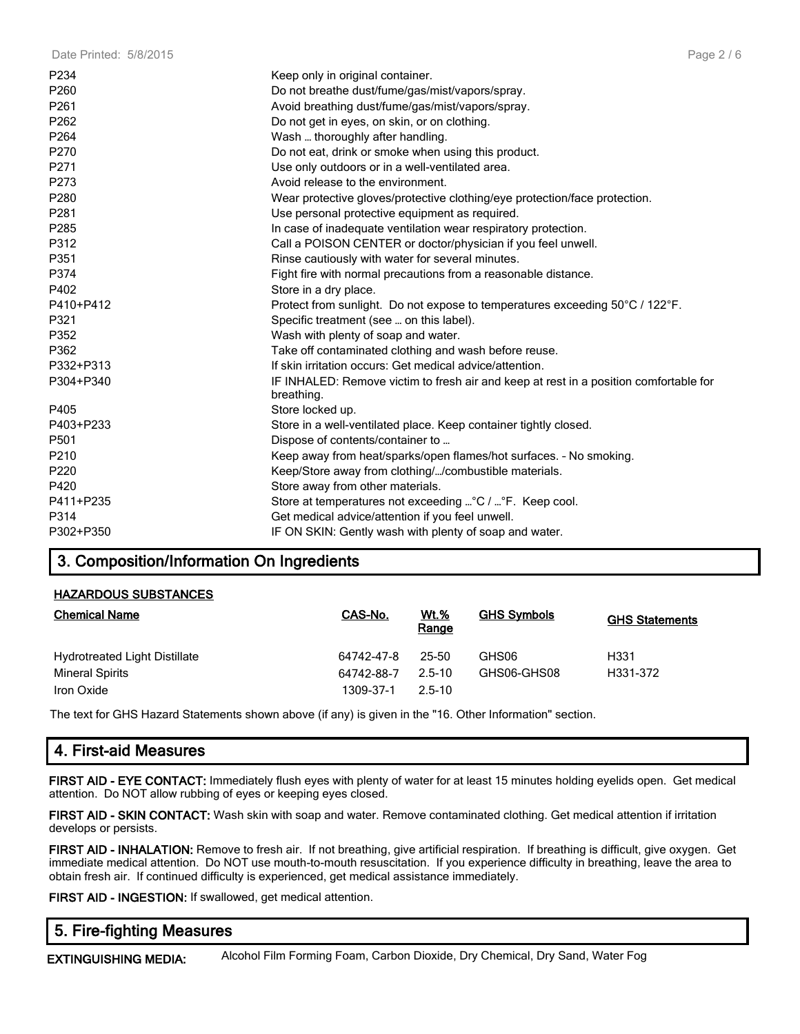| | |
|---|---|
| P234 | Keep only in original container. |
| P260 | Do not breathe dust/fume/gas/mist/vapors/spray. |
| P261 | Avoid breathing dust/fume/gas/mist/vapors/spray. |
| P262 | Do not get in eyes, on skin, or on clothing. |
| P264 | Wash … thoroughly after handling. |
| P270 | Do not eat, drink or smoke when using this product. |
| P271 | Use only outdoors or in a well-ventilated area. |
| P273 | Avoid release to the environment. |
| P280 | Wear protective gloves/protective clothing/eye protection/face protection. |
| P281 | Use personal protective equipment as required. |
| P285 | In case of inadequate ventilation wear respiratory protection. |
| P312 | Call a POISON CENTER or doctor/physician if you feel unwell. |
| P351 | Rinse cautiously with water for several minutes. |
| P374 | Fight fire with normal precautions from a reasonable distance. |
| P402 | Store in a dry place. |
| P410+P412 | Protect from sunlight. Do not expose to temperatures exceeding 50°C / 122°F. |
| P321 | Specific treatment (see … on this label). |
| P352 | Wash with plenty of soap and water. |
| P362 | Take off contaminated clothing and wash before reuse. |
| P332+P313 | If skin irritation occurs: Get medical advice/attention. |
| P304+P340 | IF INHALED: Remove victim to fresh air and keep at rest in a position comfortable for breathing. |
| P405 | Store locked up. |
| P403+P233 | Store in a well-ventilated place. Keep container tightly closed. |
| P501 | Dispose of contents/container to … |
| P210 | Keep away from heat/sparks/open flames/hot surfaces. - No smoking. |
| P220 | Keep/Store away from clothing/…/combustible materials. |
| P420 | Store away from other materials. |
| P411+P235 | Store at temperatures not exceeding …°C / …°F. Keep cool. |
| P314 | Get medical advice/attention if you feel unwell. |
| P302+P350 | IF ON SKIN: Gently wash with plenty of soap and water. |

## 3. Composition/Information On Ingredients

**HAZARDOUS SUBSTANCES**

| Chemical Name | CAS-No. | Wt.% Range | GHS Symbols | GHS Statements |
|---|---|---|---|---|
| Hydrotreated Light Distillate | 64742-47-8 | 25-50 | GHS06 | H331 |
| Mineral Spirits | 64742-88-7 | 2.5-10 | GHS06-GHS08 | H331-372 |
| Iron Oxide | 1309-37-1 | 2.5-10 | | |

The text for GHS Hazard Statements shown above (if any) is given in the "16. Other Information" section.

## 4. First-aid Measures

**FIRST AID - EYE CONTACT:** Immediately flush eyes with plenty of water for at least 15 minutes holding eyelids open. Get medical attention. Do NOT allow rubbing of eyes or keeping eyes closed.

**FIRST AID - SKIN CONTACT:** Wash skin with soap and water. Remove contaminated clothing. Get medical attention if irritation develops or persists.

**FIRST AID - INHALATION:** Remove to fresh air. If not breathing, give artificial respiration. If breathing is difficult, give oxygen. Get immediate medical attention. Do NOT use mouth-to-mouth resuscitation. If you experience difficulty in breathing, leave the area to obtain fresh air. If continued difficulty is experienced, get medical assistance immediately.

**FIRST AID - INGESTION:** If swallowed, get medical attention.

## 5. Fire-fighting Measures

**EXTINGUISHING MEDIA:** Alcohol Film Forming Foam, Carbon Dioxide, Dry Chemical, Dry Sand, Water Fog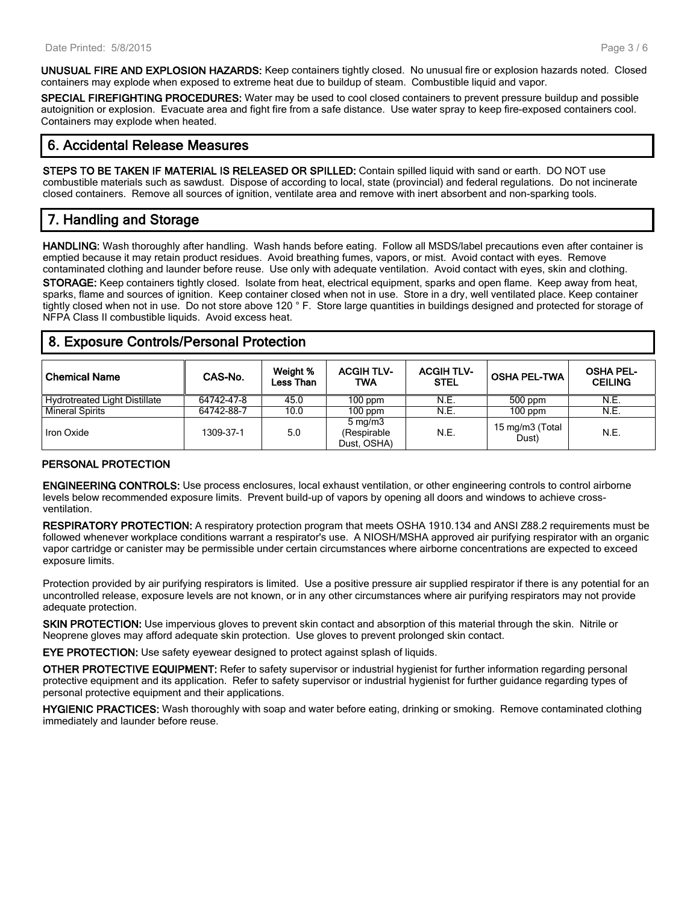**UNUSUAL FIRE AND EXPLOSION HAZARDS:** Keep containers tightly closed. No unusual fire or explosion hazards noted. Closed containers may explode when exposed to extreme heat due to buildup of steam. Combustible liquid and vapor.

**SPECIAL FIREFIGHTING PROCEDURES:** Water may be used to cool closed containers to prevent pressure buildup and possible autoignition or explosion. Evacuate area and fight fire from a safe distance. Use water spray to keep fire-exposed containers cool. Containers may explode when heated.

## 6. Accidental Release Measures

**STEPS TO BE TAKEN IF MATERIAL IS RELEASED OR SPILLED:** Contain spilled liquid with sand or earth. DO NOT use combustible materials such as sawdust. Dispose of according to local, state (provincial) and federal regulations. Do not incinerate closed containers. Remove all sources of ignition, ventilate area and remove with inert absorbent and non-sparking tools.

## 7. Handling and Storage

**HANDLING:** Wash thoroughly after handling. Wash hands before eating. Follow all MSDS/label precautions even after container is emptied because it may retain product residues. Avoid breathing fumes, vapors, or mist. Avoid contact with eyes. Remove contaminated clothing and launder before reuse. Use only with adequate ventilation. Avoid contact with eyes, skin and clothing.

**STORAGE:** Keep containers tightly closed. Isolate from heat, electrical equipment, sparks and open flame. Keep away from heat, sparks, flame and sources of ignition. Keep container closed when not in use. Store in a dry, well ventilated place. Keep container tightly closed when not in use. Do not store above 120 ° F. Store large quantities in buildings designed and protected for storage of NFPA Class II combustible liquids. Avoid excess heat.

## 8. Exposure Controls/Personal Protection

| Chemical Name | CAS-No. | Weight % Less Than | ACGIH TLV-TWA | ACGIH TLV-STEL | OSHA PEL-TWA | OSHA PEL-CEILING |
|---|---|---|---|---|---|---|
| Hydrotreated Light Distillate | 64742-47-8 | 45.0 | 100 ppm | N.E. | 500 ppm | N.E. |
| Mineral Spirits | 64742-88-7 | 10.0 | 100 ppm | N.E. | 100 ppm | N.E. |
| Iron Oxide | 1309-37-1 | 5.0 | 5 mg/m3 (Respirable Dust, OSHA) | N.E. | 15 mg/m3 (Total Dust) | N.E. |

### PERSONAL PROTECTION

**ENGINEERING CONTROLS:** Use process enclosures, local exhaust ventilation, or other engineering controls to control airborne levels below recommended exposure limits. Prevent build-up of vapors by opening all doors and windows to achieve cross-ventilation.

**RESPIRATORY PROTECTION:** A respiratory protection program that meets OSHA 1910.134 and ANSI Z88.2 requirements must be followed whenever workplace conditions warrant a respirator's use. A NIOSH/MSHA approved air purifying respirator with an organic vapor cartridge or canister may be permissible under certain circumstances where airborne concentrations are expected to exceed exposure limits.

Protection provided by air purifying respirators is limited. Use a positive pressure air supplied respirator if there is any potential for an uncontrolled release, exposure levels are not known, or in any other circumstances where air purifying respirators may not provide adequate protection.

**SKIN PROTECTION:** Use impervious gloves to prevent skin contact and absorption of this material through the skin. Nitrile or Neoprene gloves may afford adequate skin protection. Use gloves to prevent prolonged skin contact.

**EYE PROTECTION:** Use safety eyewear designed to protect against splash of liquids.

**OTHER PROTECTIVE EQUIPMENT:** Refer to safety supervisor or industrial hygienist for further information regarding personal protective equipment and its application. Refer to safety supervisor or industrial hygienist for further guidance regarding types of personal protective equipment and their applications.

**HYGIENIC PRACTICES:** Wash thoroughly with soap and water before eating, drinking or smoking. Remove contaminated clothing immediately and launder before reuse.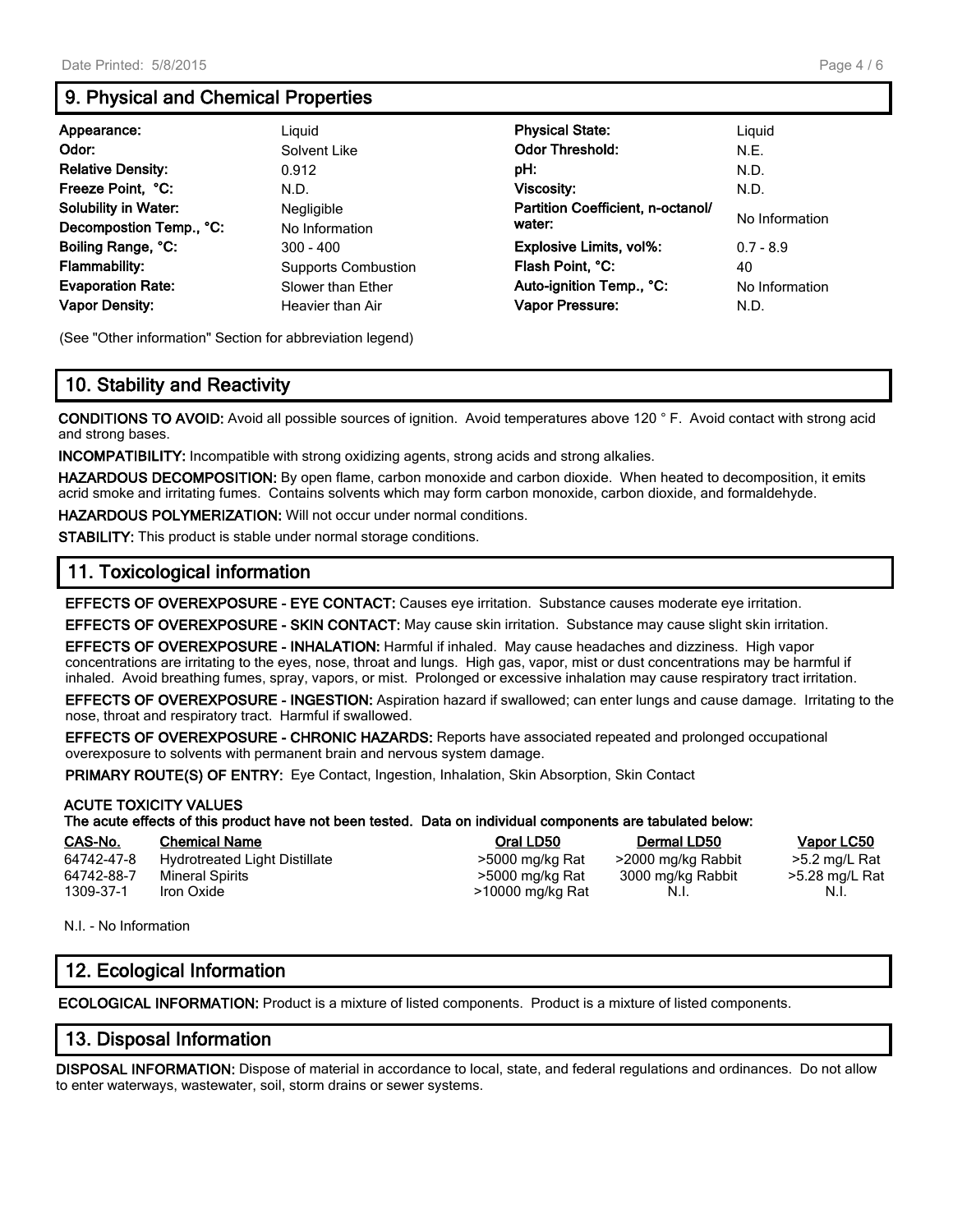## 9. Physical and Chemical Properties

| | | | |
|---|---|---|---|
| **Appearance:** | Liquid | **Physical State:** | Liquid |
| **Odor:** | Solvent Like | **Odor Threshold:** | N.E. |
| **Relative Density:** | 0.912 | **pH:** | N.D. |
| **Freeze Point, °C:** | N.D. | **Viscosity:** | N.D. |
| **Solubility in Water:** | Negligible | **Partition Coefficient, n-octanol/ water:** | No Information |
| **Decompostion Temp., °C:** | No Information | | |
| **Boiling Range, °C:** | 300 - 400 | **Explosive Limits, vol%:** | 0.7 - 8.9 |
| **Flammability:** | Supports Combustion | **Flash Point, °C:** | 40 |
| **Evaporation Rate:** | Slower than Ether | **Auto-ignition Temp., °C:** | No Information |
| **Vapor Density:** | Heavier than Air | **Vapor Pressure:** | N.D. |

(See "Other information" Section for abbreviation legend)

## 10. Stability and Reactivity

**CONDITIONS TO AVOID:** Avoid all possible sources of ignition. Avoid temperatures above 120 ° F. Avoid contact with strong acid and strong bases.

**INCOMPATIBILITY:** Incompatible with strong oxidizing agents, strong acids and strong alkalies.

**HAZARDOUS DECOMPOSITION:** By open flame, carbon monoxide and carbon dioxide. When heated to decomposition, it emits acrid smoke and irritating fumes. Contains solvents which may form carbon monoxide, carbon dioxide, and formaldehyde.

**HAZARDOUS POLYMERIZATION:** Will not occur under normal conditions.

**STABILITY:** This product is stable under normal storage conditions.

## 11. Toxicological information

**EFFECTS OF OVEREXPOSURE - EYE CONTACT:** Causes eye irritation. Substance causes moderate eye irritation.

**EFFECTS OF OVEREXPOSURE - SKIN CONTACT:** May cause skin irritation. Substance may cause slight skin irritation.

**EFFECTS OF OVEREXPOSURE - INHALATION:** Harmful if inhaled. May cause headaches and dizziness. High vapor concentrations are irritating to the eyes, nose, throat and lungs. High gas, vapor, mist or dust concentrations may be harmful if inhaled. Avoid breathing fumes, spray, vapors, or mist. Prolonged or excessive inhalation may cause respiratory tract irritation.

**EFFECTS OF OVEREXPOSURE - INGESTION:** Aspiration hazard if swallowed; can enter lungs and cause damage. Irritating to the nose, throat and respiratory tract. Harmful if swallowed.

**EFFECTS OF OVEREXPOSURE - CHRONIC HAZARDS:** Reports have associated repeated and prolonged occupational overexposure to solvents with permanent brain and nervous system damage.

**PRIMARY ROUTE(S) OF ENTRY:** Eye Contact, Ingestion, Inhalation, Skin Absorption, Skin Contact

**ACUTE TOXICITY VALUES**
**The acute effects of this product have not been tested. Data on individual components are tabulated below:**

| CAS-No. | Chemical Name | Oral LD50 | Dermal LD50 | Vapor LC50 |
|---|---|---|---|---|
| 64742-47-8 | Hydrotreated Light Distillate | >5000 mg/kg Rat | >2000 mg/kg Rabbit | >5.2 mg/L Rat |
| 64742-88-7 | Mineral Spirits | >5000 mg/kg Rat | 3000 mg/kg Rabbit | >5.28 mg/L Rat |
| 1309-37-1 | Iron Oxide | >10000 mg/kg Rat | N.I. | N.I. |

N.I. - No Information

## 12. Ecological Information

**ECOLOGICAL INFORMATION:** Product is a mixture of listed components. Product is a mixture of listed components.

## 13. Disposal Information

**DISPOSAL INFORMATION:** Dispose of material in accordance to local, state, and federal regulations and ordinances. Do not allow to enter waterways, wastewater, soil, storm drains or sewer systems.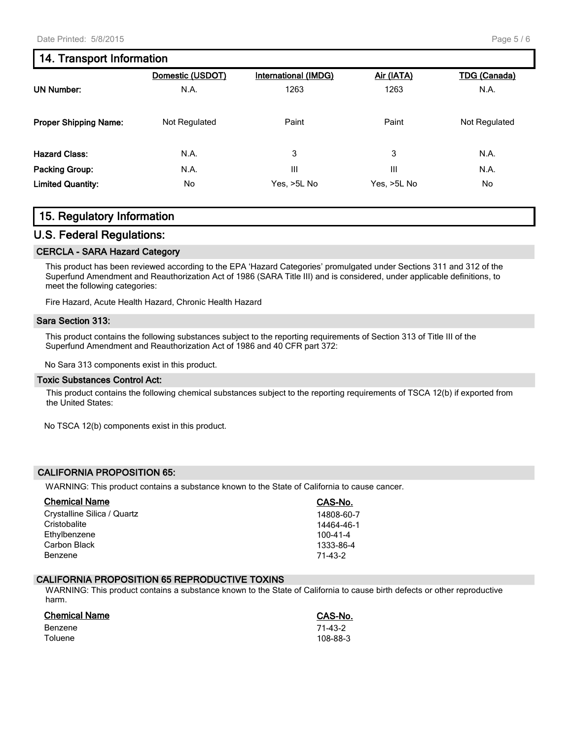## 14. Transport Information

| | Domestic (USDOT) | International (IMDG) | Air (IATA) | TDG (Canada) |
|---|---|---|---|---|
| **UN Number:** | N.A. | 1263 | 1263 | N.A. |
| **Proper Shipping Name:** | Not Regulated | Paint | Paint | Not Regulated |
| **Hazard Class:** | N.A. | 3 | 3 | N.A. |
| **Packing Group:** | N.A. | III | III | N.A. |
| **Limited Quantity:** | No | Yes, >5L No | Yes, >5L No | No |

## 15. Regulatory Information

## U.S. Federal Regulations:

### CERCLA - SARA Hazard Category

This product has been reviewed according to the EPA 'Hazard Categories' promulgated under Sections 311 and 312 of the Superfund Amendment and Reauthorization Act of 1986 (SARA Title III) and is considered, under applicable definitions, to meet the following categories:

Fire Hazard, Acute Health Hazard, Chronic Health Hazard

### Sara Section 313:

This product contains the following substances subject to the reporting requirements of Section 313 of Title III of the Superfund Amendment and Reauthorization Act of 1986 and 40 CFR part 372:

No Sara 313 components exist in this product.

### Toxic Substances Control Act:

This product contains the following chemical substances subject to the reporting requirements of TSCA 12(b) if exported from the United States:

No TSCA 12(b) components exist in this product.

### CALIFORNIA PROPOSITION 65:

WARNING: This product contains a substance known to the State of California to cause cancer.

| Chemical Name | CAS-No. |
|---|---|
| Crystalline Silica / Quartz | 14808-60-7 |
| Cristobalite | 14464-46-1 |
| Ethylbenzene | 100-41-4 |
| Carbon Black | 1333-86-4 |
| Benzene | 71-43-2 |

### CALIFORNIA PROPOSITION 65 REPRODUCTIVE TOXINS

WARNING: This product contains a substance known to the State of California to cause birth defects or other reproductive harm.

| Chemical Name | CAS-No. |
|---|---|
| Benzene | 71-43-2 |
| Toluene | 108-88-3 |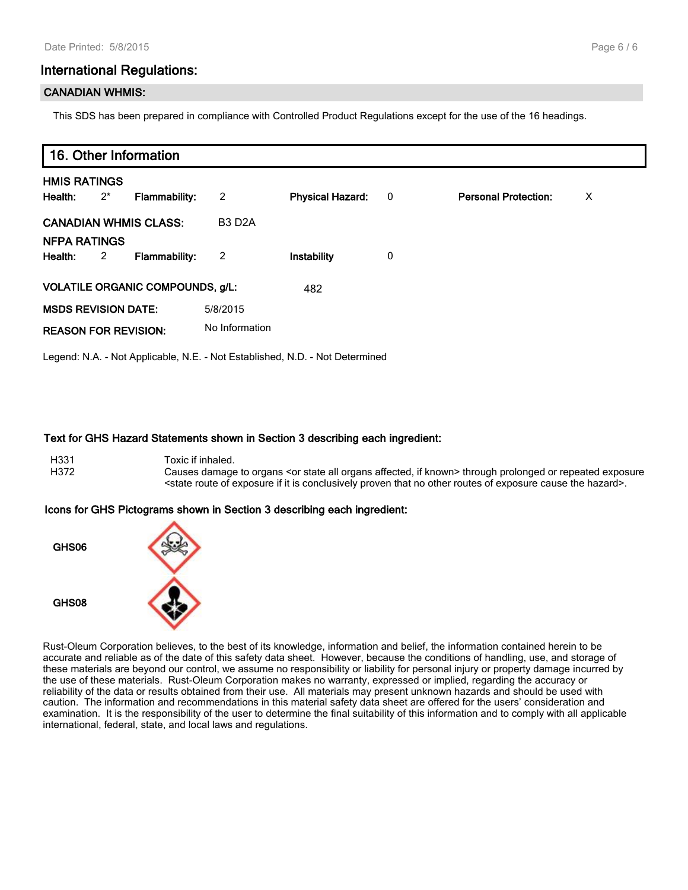## International Regulations:

### CANADIAN WHMIS:

This SDS has been prepared in compliance with Controlled Product Regulations except for the use of the 16 headings.

## 16. Other Information

**HMIS RATINGS**

| | | | | | | | |
|---|---|---|---|---|---|---|---|
| **Health:** | 2* | **Flammability:** | 2 | **Physical Hazard:** | 0 | **Personal Protection:** | X |

**CANADIAN WHMIS CLASS:** B3 D2A

**NFPA RATINGS**

| | | | | | |
|---|---|---|---|---|---|
| **Health:** | 2 | **Flammability:** | 2 | **Instability** | 0 |

**VOLATILE ORGANIC COMPOUNDS, g/L:** 482

**MSDS REVISION DATE:** 5/8/2015

**REASON FOR REVISION:** No Information

Legend: N.A. - Not Applicable, N.E. - Not Established, N.D. - Not Determined

**Text for GHS Hazard Statements shown in Section 3 describing each ingredient:**

| | |
|---|---|
| H331 | Toxic if inhaled. |
| H372 | Causes damage to organs <or state all organs affected, if known> through prolonged or repeated exposure <state route of exposure if it is conclusively proven that no other routes of exposure cause the hazard>. |

**Icons for GHS Pictograms shown in Section 3 describing each ingredient:**

GHS06

GHS08

Rust-Oleum Corporation believes, to the best of its knowledge, information and belief, the information contained herein to be accurate and reliable as of the date of this safety data sheet. However, because the conditions of handling, use, and storage of these materials are beyond our control, we assume no responsibility or liability for personal injury or property damage incurred by the use of these materials. Rust-Oleum Corporation makes no warranty, expressed or implied, regarding the accuracy or reliability of the data or results obtained from their use. All materials may present unknown hazards and should be used with caution. The information and recommendations in this material safety data sheet are offered for the users' consideration and examination. It is the responsibility of the user to determine the final suitability of this information and to comply with all applicable international, federal, state, and local laws and regulations.